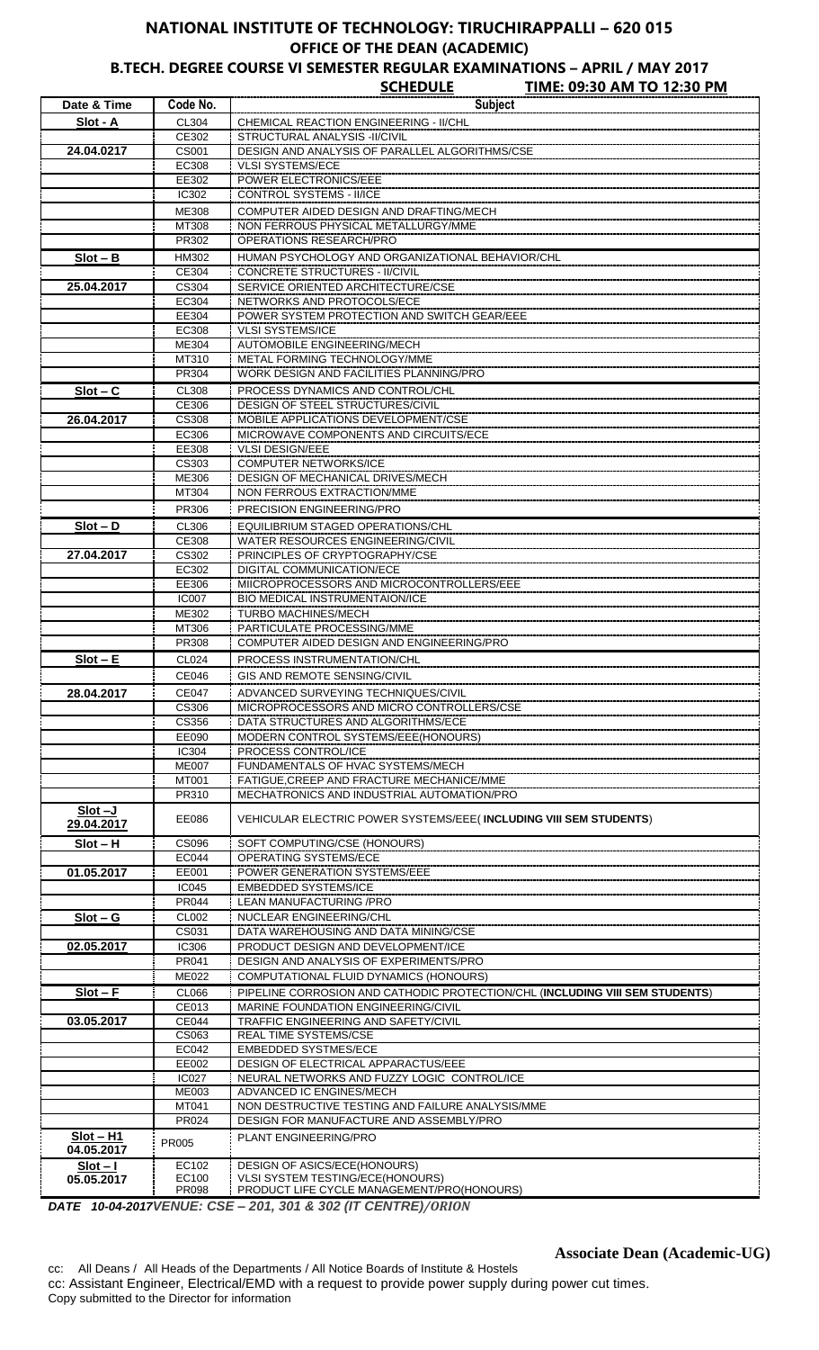# NATIONAL INSTITUTE OF TECHNOLOGY: TIRUCHIRAPPALLI – 620 015

## OFFICE OF THE DEAN (ACADEMIC)

### B.TECH. DEGREE COURSE VI SEMESTER REGULAR EXAMINATIONS – APRIL / MAY 2017

**SCHEDULE** **TIME: 09:30 AM TO 12:30 PM**

| Date & Time | Code No. | Subject |
|---|---|---|
| **Slot - A** | CL304 | CHEMICAL REACTION ENGINEERING - II/CHL |
| | CE302 | STRUCTURAL ANALYSIS -II/CIVIL |
| **24.04.0217** | CS001 | DESIGN AND ANALYSIS OF PARALLEL ALGORITHMS/CSE |
| | EC308 | VLSI SYSTEMS/ECE |
| | EE302 | POWER ELECTRONICS/EEE |
| | IC302 | CONTROL SYSTEMS - II/ICE |
| | ME308 | COMPUTER AIDED DESIGN AND DRAFTING/MECH |
| | MT308 | NON FERROUS PHYSICAL METALLURGY/MME |
| | PR302 | OPERATIONS RESEARCH/PRO |
| **Slot – B** | HM302 | HUMAN PSYCHOLOGY AND ORGANIZATIONAL BEHAVIOR/CHL |
| | CE304 | CONCRETE STRUCTURES - II/CIVIL |
| **25.04.2017** | CS304 | SERVICE ORIENTED ARCHITECTURE/CSE |
| | EC304 | NETWORKS AND PROTOCOLS/ECE |
| | EE304 | POWER SYSTEM PROTECTION AND SWITCH GEAR/EEE |
| | EC308 | VLSI SYSTEMS/ICE |
| | ME304 | AUTOMOBILE ENGINEERING/MECH |
| | MT310 | METAL FORMING TECHNOLOGY/MME |
| | PR304 | WORK DESIGN AND FACILITIES PLANNING/PRO |
| **Slot – C** | CL308 | PROCESS DYNAMICS AND CONTROL/CHL |
| | CE306 | DESIGN OF STEEL STRUCTURES/CIVIL |
| **26.04.2017** | CS308 | MOBILE APPLICATIONS DEVELOPMENT/CSE |
| | EC306 | MICROWAVE COMPONENTS AND CIRCUITS/ECE |
| | EE308 | VLSI DESIGN/EEE |
| | CS303 | COMPUTER NETWORKS/ICE |
| | ME306 | DESIGN OF MECHANICAL DRIVES/MECH |
| | MT304 | NON FERROUS EXTRACTION/MME |
| | PR306 | PRECISION ENGINEERING/PRO |
| **Slot – D** | CL306 | EQUILIBRIUM STAGED OPERATIONS/CHL |
| | CE308 | WATER RESOURCES ENGINEERING/CIVIL |
| **27.04.2017** | CS302 | PRINCIPLES OF CRYPTOGRAPHY/CSE |
| | EC302 | DIGITAL COMMUNICATION/ECE |
| | EE306 | MIICROPROCESSORS AND MICROCONTROLLERS/EEE |
| | IC007 | BIO MEDICAL INSTRUMENTAION/ICE |
| | ME302 | TURBO MACHINES/MECH |
| | MT306 | PARTICULATE PROCESSING/MME |
| | PR308 | COMPUTER AIDED DESIGN AND ENGINEERING/PRO |
| **Slot – E** | CL024 | PROCESS INSTRUMENTATION/CHL |
| | CE046 | GIS AND REMOTE SENSING/CIVIL |
| **28.04.2017** | CE047 | ADVANCED SURVEYING TECHNIQUES/CIVIL |
| | CS306 | MICROPROCESSORS AND MICRO CONTROLLERS/CSE |
| | CS356 | DATA STRUCTURES AND ALGORITHMS/ECE |
| | EE090 | MODERN CONTROL SYSTEMS/EEE(HONOURS) |
| | IC304 | PROCESS CONTROL/ICE |
| | ME007 | FUNDAMENTALS OF HVAC SYSTEMS/MECH |
| | MT001 | FATIGUE,CREEP AND FRACTURE MECHANICE/MME |
| | PR310 | MECHATRONICS AND INDUSTRIAL AUTOMATION/PRO |
| **Slot –J 29.04.2017** | EE086 | VEHICULAR ELECTRIC POWER SYSTEMS/EEE( **INCLUDING VIII SEM STUDENTS**) |
| **Slot – H** | CS096 | SOFT COMPUTING/CSE (HONOURS) |
| | EC044 | OPERATING SYSTEMS/ECE |
| **01.05.2017** | EE001 | POWER GENERATION SYSTEMS/EEE |
| | IC045 | EMBEDDED SYSTEMS/ICE |
| | PR044 | LEAN MANUFACTURING /PRO |
| **Slot – G** | CL002 | NUCLEAR ENGINEERING/CHL |
| | CS031 | DATA WAREHOUSING AND DATA MINING/CSE |
| **02.05.2017** | IC306 | PRODUCT DESIGN AND DEVELOPMENT/ICE |
| | PR041 | DESIGN AND ANALYSIS OF EXPERIMENTS/PRO |
| | ME022 | COMPUTATIONAL FLUID DYNAMICS (HONOURS) |
| **Slot – F** | CL066 | PIPELINE CORROSION AND CATHODIC PROTECTION/CHL (**INCLUDING VIII SEM STUDENTS**) |
| | CE013 | MARINE FOUNDATION ENGINEERING/CIVIL |
| **03.05.2017** | CE044 | TRAFFIC ENGINEERING AND SAFETY/CIVIL |
| | CS063 | REAL TIME SYSTEMS/CSE |
| | EC042 | EMBEDDED SYSTMES/ECE |
| | EE002 | DESIGN OF ELECTRICAL APPARACTUS/EEE |
| | IC027 | NEURAL NETWORKS AND FUZZY LOGIC CONTROL/ICE |
| | ME003 | ADVANCED IC ENGINES/MECH |
| | MT041 | NON DESTRUCTIVE TESTING AND FAILURE ANALYSIS/MME |
| | PR024 | DESIGN FOR MANUFACTURE AND ASSEMBLY/PRO |
| **Slot – H1 04.05.2017** | PR005 | PLANT ENGINEERING/PRO |
| **Slot – I 05.05.2017** | EC102 | DESIGN OF ASICS/ECE(HONOURS) |
| | EC100 | VLSI SYSTEM TESTING/ECE(HONOURS) |
| | PR098 | PRODUCT LIFE CYCLE MANAGEMENT/PRO(HONOURS) |

***DATE 10-04-2017VENUE: CSE – 201, 301 & 302 (IT CENTRE)/ORION***

**Associate Dean (Academic-UG)**

cc: All Deans / All Heads of the Departments / All Notice Boards of Institute & Hostels
cc: Assistant Engineer, Electrical/EMD with a request to provide power supply during power cut times.
Copy submitted to the Director for information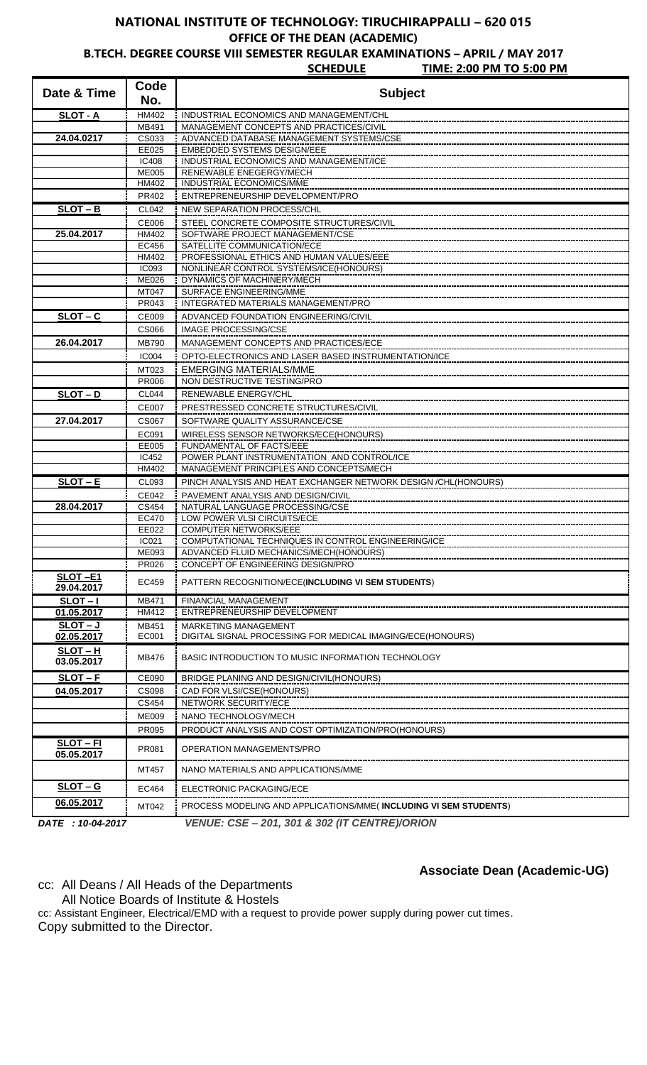# NATIONAL INSTITUTE OF TECHNOLOGY: TIRUCHIRAPPALLI – 620 015

## OFFICE OF THE DEAN (ACADEMIC)

## B.TECH. DEGREE COURSE VIII SEMESTER REGULAR EXAMINATIONS – APRIL / MAY 2017

**SCHEDULE** **TIME: 2:00 PM TO 5:00 PM**

| Date & Time | Code No. | Subject |
|---|---|---|
| **SLOT - A** | HM402 | INDUSTRIAL ECONOMICS AND MANAGEMENT/CHL |
| | MB491 | MANAGEMENT CONCEPTS AND PRACTICES/CIVIL |
| **24.04.0217** | CS033 | ADVANCED DATABASE MANAGEMENT SYSTEMS/CSE |
| | EE025 | EMBEDDED SYSTEMS DESIGN/EEE |
| | IC408 | INDUSTRIAL ECONOMICS AND MANAGEMENT/ICE |
| | ME005 | RENEWABLE ENEGERGY/MECH |
| | HM402 | INDUSTRIAL ECONOMICS/MME |
| | PR402 | ENTREPRENEURSHIP DEVELOPMENT/PRO |
| **SLOT – B** | CL042 | NEW SEPARATION PROCESS/CHL |
| | CE006 | STEEL CONCRETE COMPOSITE STRUCTURES/CIVIL |
| **25.04.2017** | HM402 | SOFTWARE PROJECT MANAGEMENT/CSE |
| | EC456 | SATELLITE COMMUNICATION/ECE |
| | HM402 | PROFESSIONAL ETHICS AND HUMAN VALUES/EEE |
| | IC093 | NONLINEAR CONTROL SYSTEMS/ICE(HONOURS) |
| | ME026 | DYNAMICS OF MACHINERY/MECH |
| | MT047 | SURFACE ENGINEERING/MME |
| | PR043 | INTEGRATED MATERIALS MANAGEMENT/PRO |
| **SLOT – C** | CE009 | ADVANCED FOUNDATION ENGINEERING/CIVIL |
| | CS066 | IMAGE PROCESSING/CSE |
| **26.04.2017** | MB790 | MANAGEMENT CONCEPTS AND PRACTICES/ECE |
| | IC004 | OPTO-ELECTRONICS AND LASER BASED INSTRUMENTATION/ICE |
| | MT023 | EMERGING MATERIALS/MME |
| | PR006 | NON DESTRUCTIVE TESTING/PRO |
| **SLOT – D** | CL044 | RENEWABLE ENERGY/CHL |
| | CE007 | PRESTRESSED CONCRETE STRUCTURES/CIVIL |
| **27.04.2017** | CS067 | SOFTWARE QUALITY ASSURANCE/CSE |
| | EC091 | WIRELESS SENSOR NETWORKS/ECE(HONOURS) |
| | EE005 | FUNDAMENTAL OF FACTS/EEE |
| | IC452 | POWER PLANT INSTRUMENTATION AND CONTROL/ICE |
| | HM402 | MANAGEMENT PRINCIPLES AND CONCEPTS/MECH |
| **SLOT – E** | CL093 | PINCH ANALYSIS AND HEAT EXCHANGER NETWORK DESIGN /CHL(HONOURS) |
| | CE042 | PAVEMENT ANALYSIS AND DESIGN/CIVIL |
| **28.04.2017** | CS454 | NATURAL LANGUAGE PROCESSING/CSE |
| | EC470 | LOW POWER VLSI CIRCUITS/ECE |
| | EE022 | COMPUTER NETWORKS/EEE |
| | IC021 | COMPUTATIONAL TECHNIQUES IN CONTROL ENGINEERING/ICE |
| | ME093 | ADVANCED FLUID MECHANICS/MECH(HONOURS) |
| | PR026 | CONCEPT OF ENGINEERING DESIGN/PRO |
| **SLOT –E1 29.04.2017** | EC459 | PATTERN RECOGNITION/ECE(**INCLUDING VI SEM STUDENTS**) |
| **SLOT – I** | MB471 | FINANCIAL MANAGEMENT |
| **01.05.2017** | HM412 | ENTREPRENEURSHIP DEVELOPMENT |
| **SLOT – J** | MB451 | MARKETING MANAGEMENT |
| **02.05.2017** | EC001 | DIGITAL SIGNAL PROCESSING FOR MEDICAL IMAGING/ECE(HONOURS) |
| **SLOT – H 03.05.2017** | MB476 | BASIC INTRODUCTION TO MUSIC INFORMATION TECHNOLOGY |
| **SLOT – F** | CE090 | BRIDGE PLANING AND DESIGN/CIVIL(HONOURS) |
| **04.05.2017** | CS098 | CAD FOR VLSI/CSE(HONOURS) |
| | CS454 | NETWORK SECURITY/ECE |
| | ME009 | NANO TECHNOLOGY/MECH |
| | PR095 | PRODUCT ANALYSIS AND COST OPTIMIZATION/PRO(HONOURS) |
| **SLOT – FI 05.05.2017** | PR081 | OPERATION MANAGEMENTS/PRO |
| | MT457 | NANO MATERIALS AND APPLICATIONS/MME |
| **SLOT – G** | EC464 | ELECTRONIC PACKAGING/ECE |
| **06.05.2017** | MT042 | PROCESS MODELING AND APPLICATIONS/MME( **INCLUDING VI SEM STUDENTS**) |

***DATE : 10-04-2017*** ***VENUE: CSE – 201, 301 & 302 (IT CENTRE)/ORION***

**Associate Dean (Academic-UG)**

cc: All Deans / All Heads of the Departments
All Notice Boards of Institute & Hostels

cc: Assistant Engineer, Electrical/EMD with a request to provide power supply during power cut times.

Copy submitted to the Director.